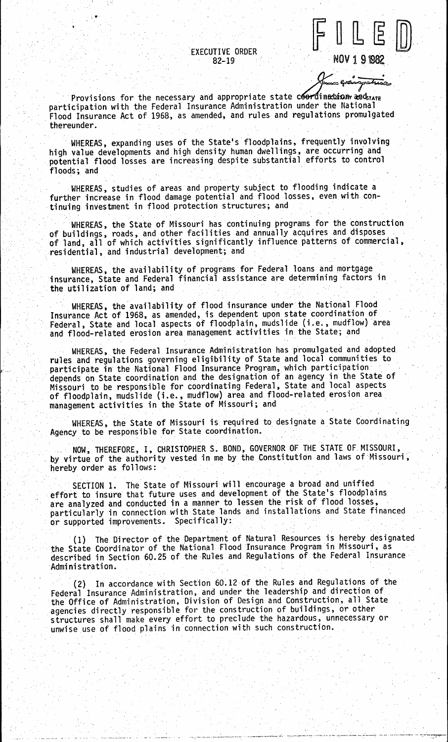# EXECUTIVE ORDER
# 82-19

FILED

NOV 1 9 1982

SECRETARY OF STATE

Provisions for the necessary and appropriate state coordination and participation with the Federal Insurance Administration under the National Flood Insurance Act of 1968, as amended, and rules and regulations promulgated thereunder.

WHEREAS, expanding uses of the State's floodplains, frequently involving high value developments and high density human dwellings, are occurring and potential flood losses are increasing despite substantial efforts to control floods; and

WHEREAS, studies of areas and property subject to flooding indicate a further increase in flood damage potential and flood losses, even with continuing investment in flood protection structures; and

WHEREAS, the State of Missouri has continuing programs for the construction of buildings, roads, and other facilities and annually acquires and disposes of land, all of which activities significantly influence patterns of commercial, residential, and industrial development; and

WHEREAS, the availability of programs for Federal loans and mortgage insurance, State and Federal financial assistance are determining factors in the utilization of land; and

WHEREAS, the availability of flood insurance under the National Flood Insurance Act of 1968, as amended, is dependent upon state coordination of Federal, State and local aspects of floodplain, mudslide (i.e., mudflow) area and flood-related erosion area management activities in the State; and

WHEREAS, the Federal Insurance Administration has promulgated and adopted rules and regulations governing eligibility of State and local communities to participate in the National Flood Insurance Program, which participation depends on State coordination and the designation of an agency in the State of Missouri to be responsible for coordinating Federal, State and local aspects of floodplain, mudslide (i.e., mudflow) area and flood-related erosion area management activities in the State of Missouri; and

WHEREAS, the State of Missouri is required to designate a State Coordinating Agency to be responsible for State coordination.

NOW, THEREFORE, I, CHRISTOPHER S. BOND, GOVERNOR OF THE STATE OF MISSOURI, by virtue of the authority vested in me by the Constitution and laws of Missouri, hereby order as follows:

SECTION 1. The State of Missouri will encourage a broad and unified effort to insure that future uses and development of the State's floodplains are analyzed and conducted in a manner to lessen the risk of flood losses, particularly in connection with State lands and installations and State financed or supported improvements. Specifically:

(1) The Director of the Department of Natural Resources is hereby designated the State Coordinator of the National Flood Insurance Program in Missouri, as described in Section 60.25 of the Rules and Regulations of the Federal Insurance Administration.

(2) In accordance with Section 60.12 of the Rules and Regulations of the Federal Insurance Administration, and under the leadership and direction of the Office of Administration, Division of Design and Construction, all State agencies directly responsible for the construction of buildings, or other structures shall make every effort to preclude the hazardous, unnecessary or unwise use of flood plains in connection with such construction.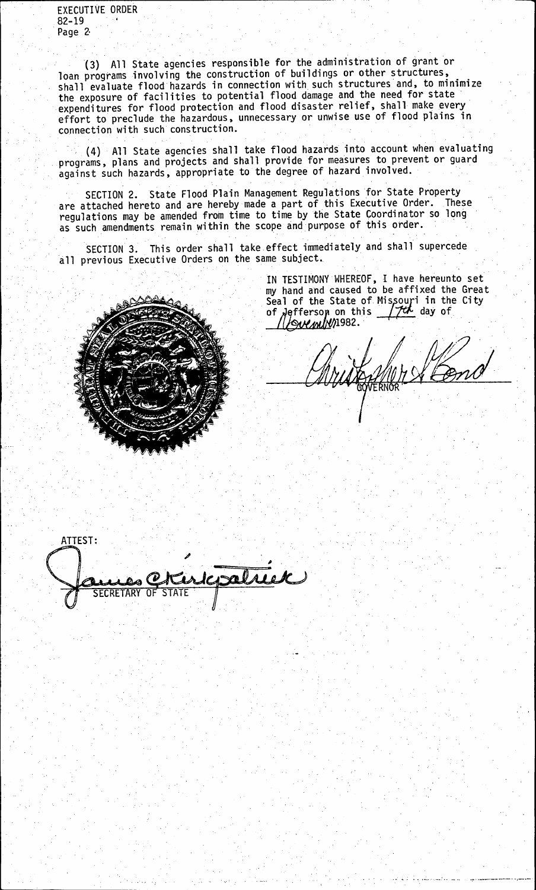EXECUTIVE ORDER
82-19
Page 2

(3) All State agencies responsible for the administration of grant or loan programs involving the construction of buildings or other structures, shall evaluate flood hazards in connection with such structures and, to minimize the exposure of facilities to potential flood damage and the need for state expenditures for flood protection and flood disaster relief, shall make every effort to preclude the hazardous, unnecessary or unwise use of flood plains in connection with such construction.

(4) All State agencies shall take flood hazards into account when evaluating programs, plans and projects and shall provide for measures to prevent or guard against such hazards, appropriate to the degree of hazard involved.

SECTION 2. State Flood Plain Management Regulations for State Property are attached hereto and are hereby made a part of this Executive Order. These regulations may be amended from time to time by the State Coordinator so long as such amendments remain within the scope and purpose of this order.

SECTION 3. This order shall take effect immediately and shall supercede all previous Executive Orders on the same subject.

IN TESTIMONY WHEREOF, I have hereunto set my hand and caused to be affixed the Great Seal of the State of Missouri in the City of Jefferson on this 17th day of November 1982.

Christopher S. Bond
GOVERNOR

ATTEST:

James C. Kirkpatrick
SECRETARY OF STATE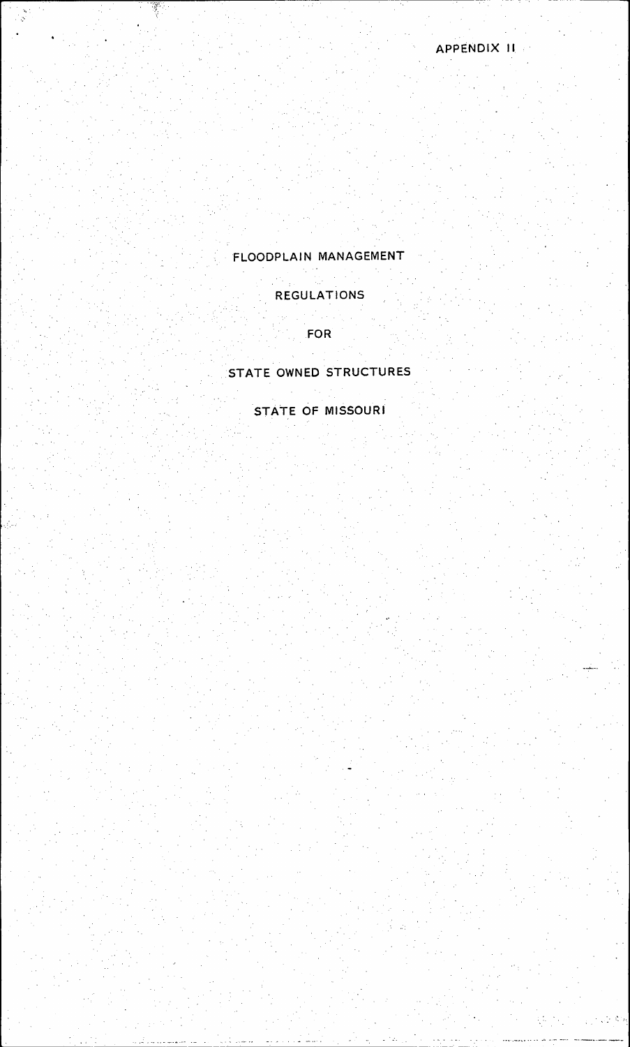APPENDIX II

# FLOODPLAIN MANAGEMENT

# REGULATIONS

# FOR

# STATE OWNED STRUCTURES

# STATE OF MISSOURI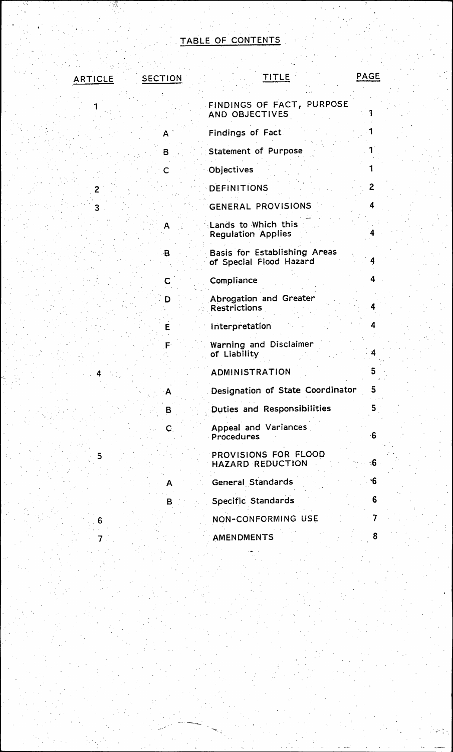# TABLE OF CONTENTS

| ARTICLE | SECTION | TITLE | PAGE |
|---|---|---|---|
| 1 | | FINDINGS OF FACT, PURPOSE AND OBJECTIVES | 1 |
| | A | Findings of Fact | 1 |
| | B | Statement of Purpose | 1 |
| | C | Objectives | 1 |
| 2 | | DEFINITIONS | 2 |
| 3 | | GENERAL PROVISIONS | 4 |
| | A | Lands to Which this Regulation Applies | 4 |
| | B | Basis for Establishing Areas of Special Flood Hazard | 4 |
| | C | Compliance | 4 |
| | D | Abrogation and Greater Restrictions | 4 |
| | E | Interpretation | 4 |
| | F | Warning and Disclaimer of Liability | 4 |
| 4 | | ADMINISTRATION | 5 |
| | A | Designation of State Coordinator | 5 |
| | B | Duties and Responsibilities | 5 |
| | C | Appeal and Variances Procedures | 6 |
| 5 | | PROVISIONS FOR FLOOD HAZARD REDUCTION | 6 |
| | A | General Standards | 6 |
| | B | Specific Standards | 6 |
| 6 | | NON-CONFORMING USE | 7 |
| 7 | | AMENDMENTS | 8 |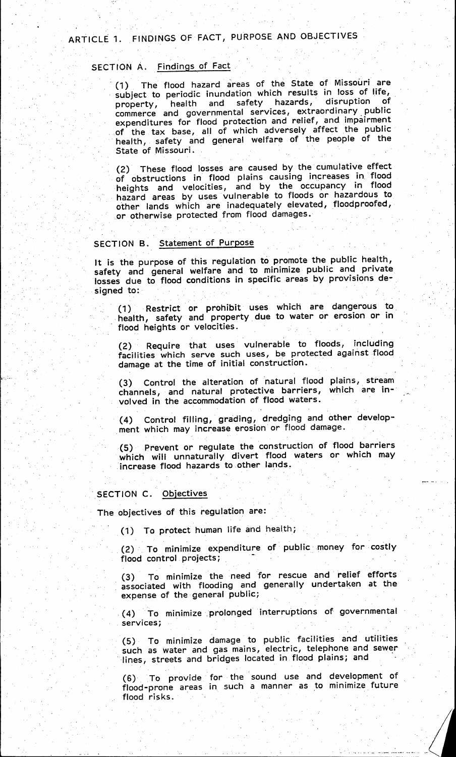# ARTICLE 1. FINDINGS OF FACT, PURPOSE AND OBJECTIVES

## SECTION A. Findings of Fact

(1) The flood hazard areas of the State of Missouri are subject to periodic inundation which results in loss of life, property, health and safety hazards, disruption of commerce and governmental services, extraordinary public expenditures for flood protection and relief, and impairment of the tax base, all of which adversely affect the public health, safety and general welfare of the people of the State of Missouri.

(2) These flood losses are caused by the cumulative effect of obstructions in flood plains causing increases in flood heights and velocities, and by the occupancy in flood hazard areas by uses vulnerable to floods or hazardous to other lands which are inadequately elevated, floodproofed, or otherwise protected from flood damages.

## SECTION B. Statement of Purpose

It is the purpose of this regulation to promote the public health, safety and general welfare and to minimize public and private losses due to flood conditions in specific areas by provisions designed to:

(1) Restrict or prohibit uses which are dangerous to health, safety and property due to water or erosion or in flood heights or velocities.

(2) Require that uses vulnerable to floods, including facilities which serve such uses, be protected against flood damage at the time of initial construction.

(3) Control the alteration of natural flood plains, stream channels, and natural protective barriers, which are involved in the accommodation of flood waters.

(4) Control filling, grading, dredging and other development which may increase erosion or flood damage.

(5) Prevent or regulate the construction of flood barriers which will unnaturally divert flood waters or which may increase flood hazards to other lands.

## SECTION C. Objectives

The objectives of this regulation are:

(1) To protect human life and health;

(2) To minimize expenditure of public money for costly flood control projects;

(3) To minimize the need for rescue and relief efforts associated with flooding and generally undertaken at the expense of the general public;

(4) To minimize prolonged interruptions of governmental services;

(5) To minimize damage to public facilities and utilities such as water and gas mains, electric, telephone and sewer lines, streets and bridges located in flood plains; and

(6) To provide for the sound use and development of flood-prone areas in such a manner as to minimize future flood risks.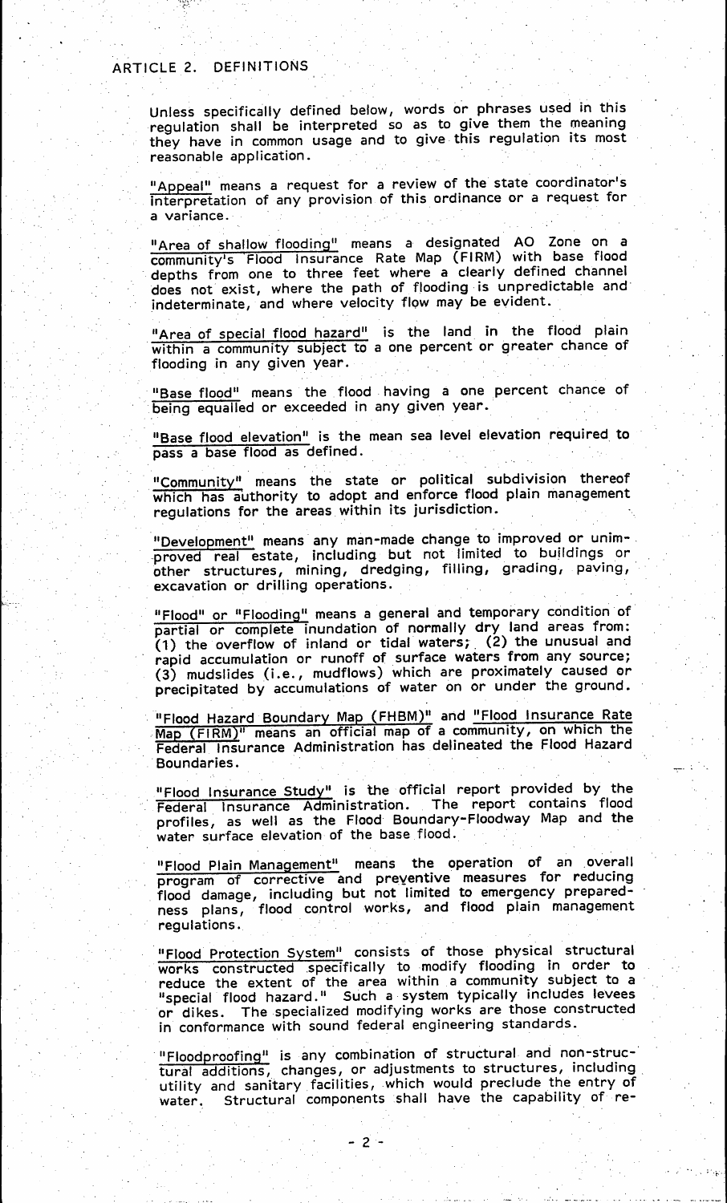## ARTICLE 2. DEFINITIONS

Unless specifically defined below, words or phrases used in this regulation shall be interpreted so as to give them the meaning they have in common usage and to give this regulation its most reasonable application.

"Appeal" means a request for a review of the state coordinator's interpretation of any provision of this ordinance or a request for a variance.

"Area of shallow flooding" means a designated AO Zone on a community's Flood Insurance Rate Map (FIRM) with base flood depths from one to three feet where a clearly defined channel does not exist, where the path of flooding is unpredictable and indeterminate, and where velocity flow may be evident.

"Area of special flood hazard" is the land in the flood plain within a community subject to a one percent or greater chance of flooding in any given year.

"Base flood" means the flood having a one percent chance of being equalled or exceeded in any given year.

"Base flood elevation" is the mean sea level elevation required to pass a base flood as defined.

"Community" means the state or political subdivision thereof which has authority to adopt and enforce flood plain management regulations for the areas within its jurisdiction.

"Development" means any man-made change to improved or unimproved real estate, including but not limited to buildings or other structures, mining, dredging, filling, grading, paving, excavation or drilling operations.

"Flood" or "Flooding" means a general and temporary condition of partial or complete inundation of normally dry land areas from: (1) the overflow of inland or tidal waters; (2) the unusual and rapid accumulation or runoff of surface waters from any source; (3) mudslides (i.e., mudflows) which are proximately caused or precipitated by accumulations of water on or under the ground.

"Flood Hazard Boundary Map (FHBM)" and "Flood Insurance Rate Map (FIRM)" means an official map of a community, on which the Federal Insurance Administration has delineated the Flood Hazard Boundaries.

"Flood Insurance Study" is the official report provided by the Federal Insurance Administration. The report contains flood profiles, as well as the Flood Boundary-Floodway Map and the water surface elevation of the base flood.

"Flood Plain Management" means the operation of an overall program of corrective and preventive measures for reducing flood damage, including but not limited to emergency preparedness plans, flood control works, and flood plain management regulations.

"Flood Protection System" consists of those physical structural works constructed specifically to modify flooding in order to reduce the extent of the area within a community subject to a "special flood hazard." Such a system typically includes levees or dikes. The specialized modifying works are those constructed in conformance with sound federal engineering standards.

"Floodproofing" is any combination of structural and non-structural additions, changes, or adjustments to structures, including utility and sanitary facilities, which would preclude the entry of water. Structural components shall have the capability of re-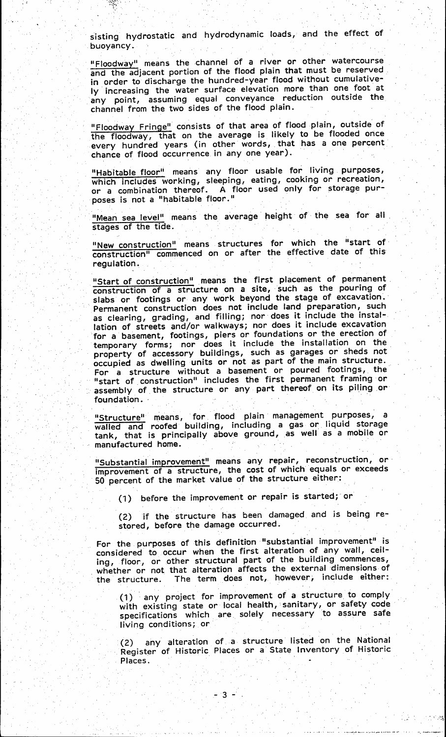sisting hydrostatic and hydrodynamic loads, and the effect of buoyancy.

"Floodway" means the channel of a river or other watercourse and the adjacent portion of the flood plain that must be reserved in order to discharge the hundred-year flood without cumulatively increasing the water surface elevation more than one foot at any point, assuming equal conveyance reduction outside the channel from the two sides of the flood plain.

"Floodway Fringe" consists of that area of flood plain, outside of the floodway, that on the average is likely to be flooded once every hundred years (in other words, that has a one percent chance of flood occurrence in any one year).

"Habitable floor" means any floor usable for living purposes, which includes working, sleeping, eating, cooking or recreation, or a combination thereof. A floor used only for storage purposes is not a "habitable floor."

"Mean sea level" means the average height of the sea for all stages of the tide.

"New construction" means structures for which the "start of construction" commenced on or after the effective date of this regulation.

"Start of construction" means the first placement of permanent construction of a structure on a site, such as the pouring of slabs or footings or any work beyond the stage of excavation. Permanent construction does not include land preparation, such as clearing, grading, and filling; nor does it include the installation of streets and/or walkways; nor does it include excavation for a basement, footings, piers or foundations or the erection of temporary forms; nor does it include the installation on the property of accessory buildings, such as garages or sheds not occupied as dwelling units or not as part of the main structure. For a structure without a basement or poured footings, the "start of construction" includes the first permanent framing or assembly of the structure or any part thereof on its piling or foundation.

"Structure" means, for flood plain management purposes, a walled and roofed building, including a gas or liquid storage tank, that is principally above ground, as well as a mobile or manufactured home.

"Substantial improvement" means any repair, reconstruction, or improvement of a structure, the cost of which equals or exceeds 50 percent of the market value of the structure either:

(1) before the improvement or repair is started; or

(2) if the structure has been damaged and is being restored, before the damage occurred.

For the purposes of this definition "substantial improvement" is considered to occur when the first alteration of any wall, ceiling, floor, or other structural part of the building commences, whether or not that alteration affects the external dimensions of the structure. The term does not, however, include either:

(1) any project for improvement of a structure to comply with existing state or local health, sanitary, or safety code specifications which are solely necessary to assure safe living conditions; or

(2) any alteration of a structure listed on the National Register of Historic Places or a State Inventory of Historic Places.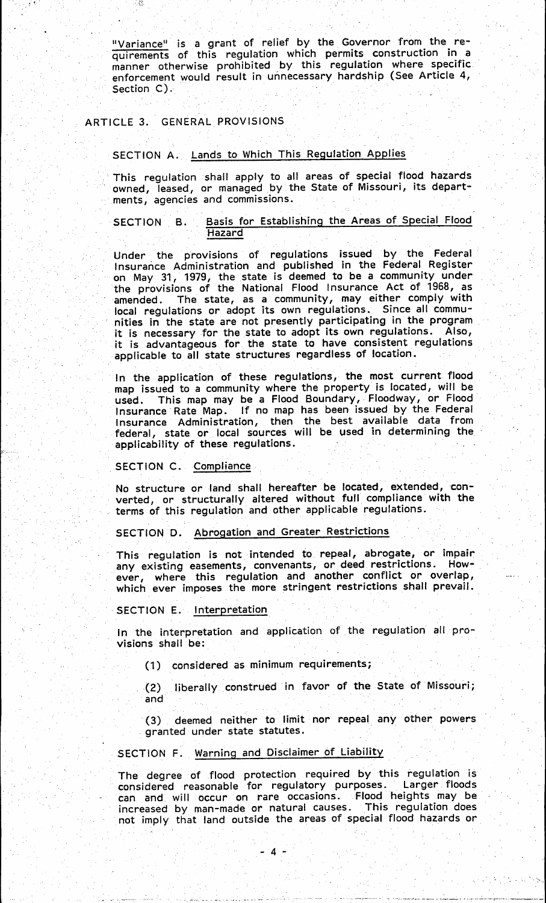"Variance" is a grant of relief by the Governor from the requirements of this regulation which permits construction in a manner otherwise prohibited by this regulation where specific enforcement would result in unnecessary hardship (See Article 4, Section C).

## ARTICLE 3. GENERAL PROVISIONS

### SECTION A. Lands to Which This Regulation Applies

This regulation shall apply to all areas of special flood hazards owned, leased, or managed by the State of Missouri, its departments, agencies and commissions.

### SECTION B. Basis for Establishing the Areas of Special Flood Hazard

Under the provisions of regulations issued by the Federal Insurance Administration and published in the Federal Register on May 31, 1979, the state is deemed to be a community under the provisions of the National Flood Insurance Act of 1968, as amended. The state, as a community, may either comply with local regulations or adopt its own regulations. Since all communities in the state are not presently participating in the program it is necessary for the state to adopt its own regulations. Also, it is advantageous for the state to have consistent regulations applicable to all state structures regardless of location.

In the application of these regulations, the most current flood map issued to a community where the property is located, will be used. This map may be a Flood Boundary, Floodway, or Flood Insurance Rate Map. If no map has been issued by the Federal Insurance Administration, then the best available data from federal, state or local sources will be used in determining the applicability of these regulations.

### SECTION C. Compliance

No structure or land shall hereafter be located, extended, converted, or structurally altered without full compliance with the terms of this regulation and other applicable regulations.

### SECTION D. Abrogation and Greater Restrictions

This regulation is not intended to repeal, abrogate, or impair any existing easements, convenants, or deed restrictions. However, where this regulation and another conflict or overlap, which ever imposes the more stringent restrictions shall prevail.

### SECTION E. Interpretation

In the interpretation and application of the regulation all provisions shall be:

(1) considered as minimum requirements;

(2) liberally construed in favor of the State of Missouri; and

(3) deemed neither to limit nor repeal any other powers granted under state statutes.

### SECTION F. Warning and Disclaimer of Liability

The degree of flood protection required by this regulation is considered reasonable for regulatory purposes. Larger floods can and will occur on rare occasions. Flood heights may be increased by man-made or natural causes. This regulation does not imply that land outside the areas of special flood hazards or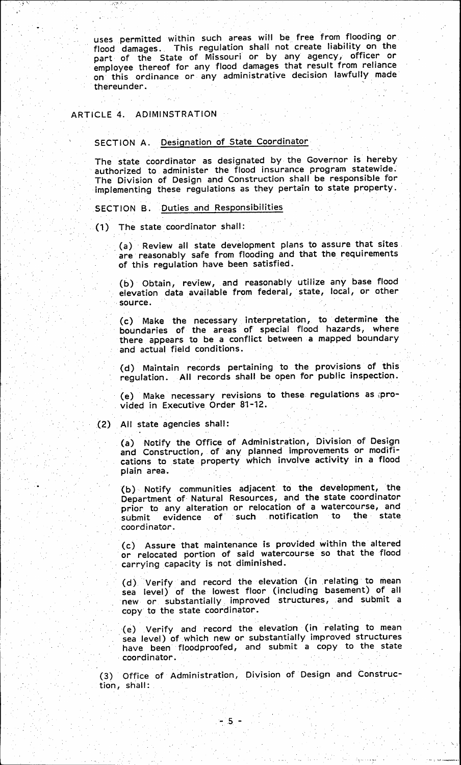uses permitted within such areas will be free from flooding or flood damages. This regulation shall not create liability on the part of the State of Missouri or by any agency, officer or employee thereof for any flood damages that result from reliance on this ordinance or any administrative decision lawfully made thereunder.

## ARTICLE 4. ADIMINSTRATION

### SECTION A. Designation of State Coordinator

The state coordinator as designated by the Governor is hereby authorized to administer the flood insurance program statewide. The Division of Design and Construction shall be responsible for implementing these regulations as they pertain to state property.

### SECTION B. Duties and Responsibilities

(1) The state coordinator shall:

(a) Review all state development plans to assure that sites are reasonably safe from flooding and that the requirements of this regulation have been satisfied.

(b) Obtain, review, and reasonably utilize any base flood elevation data available from federal, state, local, or other source.

(c) Make the necessary interpretation, to determine the boundaries of the areas of special flood hazards, where there appears to be a conflict between a mapped boundary and actual field conditions.

(d) Maintain records pertaining to the provisions of this regulation. All records shall be open for public inspection.

(e) Make necessary revisions to these regulations as provided in Executive Order 81-12.

(2) All state agencies shall:

(a) Notify the Office of Administration, Division of Design and Construction, of any planned improvements or modifications to state property which involve activity in a flood plain area.

(b) Notify communities adjacent to the development, the Department of Natural Resources, and the state coordinator prior to any alteration or relocation of a watercourse, and submit evidence of such notification to the state coordinator.

(c) Assure that maintenance is provided within the altered or relocated portion of said watercourse so that the flood carrying capacity is not diminished.

(d) Verify and record the elevation (in relating to mean sea level) of the lowest floor (including basement) of all new or substantially improved structures, and submit a copy to the state coordinator.

(e) Verify and record the elevation (in relating to mean sea level) of which new or substantially improved structures have been floodproofed, and submit a copy to the state coordinator.

(3) Office of Administration, Division of Design and Construction, shall: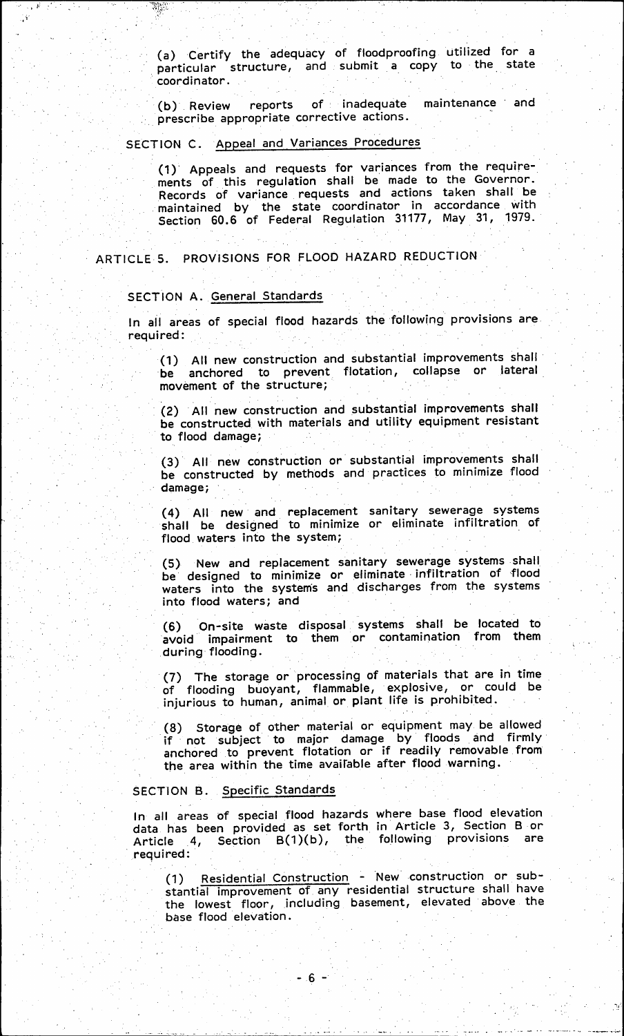(a) Certify the adequacy of floodproofing utilized for a particular structure, and submit a copy to the state coordinator.

(b) Review reports of inadequate maintenance and prescribe appropriate corrective actions.

## SECTION C. Appeal and Variances Procedures

(1) Appeals and requests for variances from the requirements of this regulation shall be made to the Governor. Records of variance requests and actions taken shall be maintained by the state coordinator in accordance with Section 60.6 of Federal Regulation 31177, May 31, 1979.

# ARTICLE 5. PROVISIONS FOR FLOOD HAZARD REDUCTION

## SECTION A. General Standards

In all areas of special flood hazards the following provisions are required:

(1) All new construction and substantial improvements shall be anchored to prevent flotation, collapse or lateral movement of the structure;

(2) All new construction and substantial improvements shall be constructed with materials and utility equipment resistant to flood damage;

(3) All new construction or substantial improvements shall be constructed by methods and practices to minimize flood damage;

(4) All new and replacement sanitary sewerage systems shall be designed to minimize or eliminate infiltration of flood waters into the system;

(5) New and replacement sanitary sewerage systems shall be designed to minimize or eliminate infiltration of flood waters into the systems and discharges from the systems into flood waters; and

(6) On-site waste disposal systems shall be located to avoid impairment to them or contamination from them during flooding.

(7) The storage or processing of materials that are in time of flooding buoyant, flammable, explosive, or could be injurious to human, animal or plant life is prohibited.

(8) Storage of other material or equipment may be allowed if not subject to major damage by floods and firmly anchored to prevent flotation or if readily removable from the area within the time available after flood warning.

## SECTION B. Specific Standards

In all areas of special flood hazards where base flood elevation data has been provided as set forth in Article 3, Section B or Article 4, Section B(1)(b), the following provisions are required:

(1) Residential Construction - New construction or substantial improvement of any residential structure shall have the lowest floor, including basement, elevated above the base flood elevation.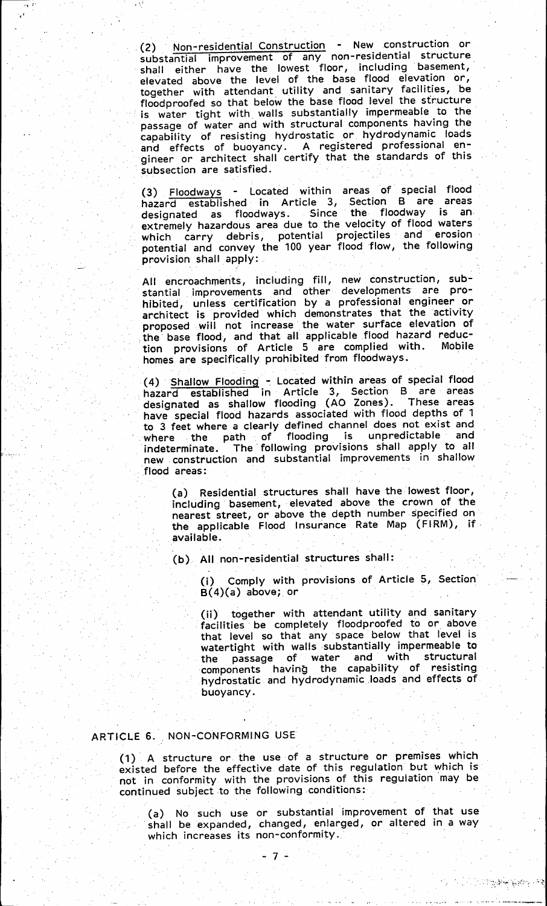(2) Non-residential Construction - New construction or substantial improvement of any non-residential structure shall either have the lowest floor, including basement, elevated above the level of the base flood elevation or, together with attendant utility and sanitary facilities, be floodproofed so that below the base flood level the structure is water tight with walls substantially impermeable to the passage of water and with structural components having the capability of resisting hydrostatic or hydrodynamic loads and effects of buoyancy. A registered professional engineer or architect shall certify that the standards of this subsection are satisfied.

(3) Floodways - Located within areas of special flood hazard established in Article 3, Section B are areas designated as floodways. Since the floodway is an extremely hazardous area due to the velocity of flood waters which carry debris, potential projectiles and erosion potential and convey the 100 year flood flow, the following provision shall apply:

All encroachments, including fill, new construction, substantial improvements and other developments are prohibited, unless certification by a professional engineer or architect is provided which demonstrates that the activity proposed will not increase the water surface elevation of the base flood, and that all applicable flood hazard reduction provisions of Article 5 are complied with. Mobile homes are specifically prohibited from floodways.

(4) Shallow Flooding - Located within areas of special flood hazard established in Article 3, Section B are areas designated as shallow flooding (AO Zones). These areas have special flood hazards associated with flood depths of 1 to 3 feet where a clearly defined channel does not exist and where the path of flooding is unpredictable and indeterminate. The following provisions shall apply to all new construction and substantial improvements in shallow flood areas:

(a) Residential structures shall have the lowest floor, including basement, elevated above the crown of the nearest street, or above the depth number specified on the applicable Flood Insurance Rate Map (FIRM), if available.

(b) All non-residential structures shall:

(i) Comply with provisions of Article 5, Section B(4)(a) above; or

(ii) together with attendant utility and sanitary facilities be completely floodproofed to or above that level so that any space below that level is watertight with walls substantially impermeable to the passage of water and with structural components having the capability of resisting hydrostatic and hydrodynamic loads and effects of buoyancy.

## ARTICLE 6. NON-CONFORMING USE

(1) A structure or the use of a structure or premises which existed before the effective date of this regulation but which is not in conformity with the provisions of this regulation may be continued subject to the following conditions:

(a) No such use or substantial improvement of that use shall be expanded, changed, enlarged, or altered in a way which increases its non-conformity.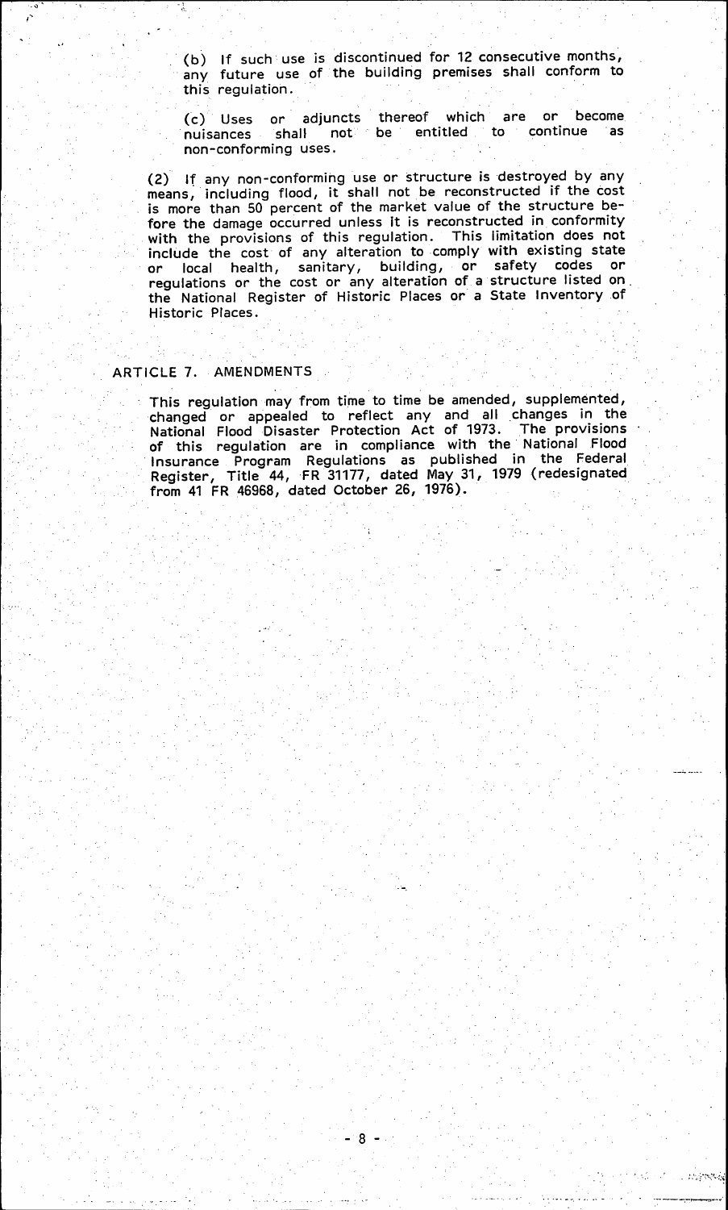(b) If such use is discontinued for 12 consecutive months, any future use of the building premises shall conform to this regulation.

(c) Uses or adjuncts thereof which are or become nuisances shall not be entitled to continue as non-conforming uses.

(2) If any non-conforming use or structure is destroyed by any means, including flood, it shall not be reconstructed if the cost is more than 50 percent of the market value of the structure before the damage occurred unless it is reconstructed in conformity with the provisions of this regulation. This limitation does not include the cost of any alteration to comply with existing state or local health, sanitary, building, or safety codes or regulations or the cost or any alteration of a structure listed on the National Register of Historic Places or a State Inventory of Historic Places.

## ARTICLE 7. AMENDMENTS

This regulation may from time to time be amended, supplemented, changed or appealed to reflect any and all changes in the National Flood Disaster Protection Act of 1973. The provisions of this regulation are in compliance with the National Flood Insurance Program Regulations as published in the Federal Register, Title 44, FR 31177, dated May 31, 1979 (redesignated from 41 FR 46968, dated October 26, 1976).